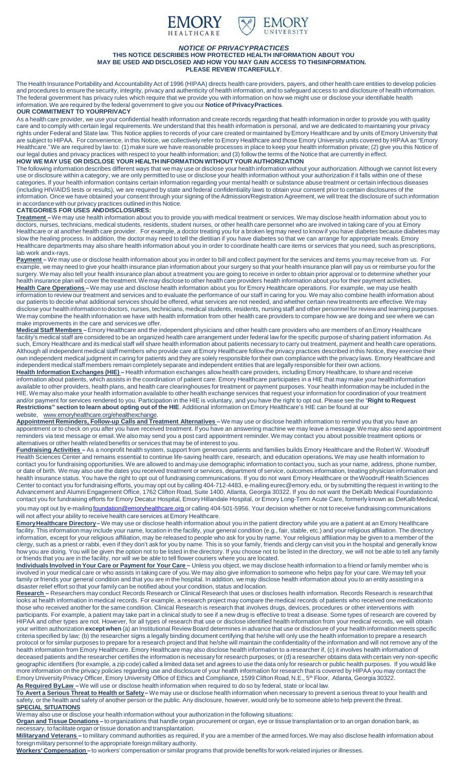EMORY HEALTHCARE | EMORY UNIVERSITY

# *NOTICE OF PRIVACY PRACTICES*

**THIS NOTICE DESCRIBES HOW PROTECTED HEALTH INFORMATION ABOUT YOU MAY BE USED AND DISCLOSED AND HOW YOU MAY GAIN ACCESS TO THIS INFORMATION. PLEASE REVIEW IT CAREFULLY.**

The Health Insurance Portability and Accountability Act of 1996 (HIPAA) directs health care providers, payers, and other health care entities to develop policies and procedures to ensure the security, integrity, privacy and authenticity of health information, and to safeguard access to and disclosure of health information. The federal government has privacy rules which require that we provide you with information on how we might use or disclose your identifiable health information. We are required by the federal government to give you our **Notice of Privacy Practices**.

## OUR COMMITMENT TO YOUR PRIVACY

As a health care provider, we use your confidential health information and create records regarding that health information in order to provide you with quality care and to comply with certain legal requirements. We understand that this health information is personal, and we are dedicated to maintaining your privacy rights under Federal and State law. This Notice applies to records of your care created or maintained by Emory Healthcare and by units of Emory University that are subject to HIPAA. For convenience, in this Notice, we collectively refer to Emory Healthcare and those Emory University units covered by HIPAA as "Emory Healthcare." We are required by law to: (1) make sure we have reasonable processes in place to keep your health information private; (2) give you this Notice of our legal duties and privacy practices with respect to your health information; and (3) follow the terms of the Notice that are currently in effect.

## HOW WE MAY USE OR DISCLOSE YOUR HEALTH INFORMATION WITHOUT YOUR AUTHORIZATION

The following information describes different ways that we may use or disclose your health information without your authorization. Although we cannot list every use or disclosure within a category, we are only permitted to use or disclose your health information without your authorization if it falls within one of these categories. If your health information contains certain information regarding your mental health or substance abuse treatment or certain infectious diseases (including HIV/AIDS tests or results), we are required by state and federal confidentiality laws to obtain your consent prior to certain disclosures of the information. Once we have obtained your consent through your signing of the Admission/Registration Agreement, we will treat the disclosure of such information in accordance with our privacy practices outlined in this Notice.

## CATEGORIES FOR USES AND DISCLOSURES:

**Treatment** – We may use health information about you to provide you with medical treatment or services. We may disclose health information about you to doctors, nurses, technicians, medical students, residents, student nurses, or other health care personnel who are involved in taking care of you at Emory Healthcare or at another health care provider. For example, a doctor treating you for a broken leg may need to know if you have diabetes because diabetes may slow the healing process. In addition, the doctor may need to tell the dietitian if you have diabetes so that we can arrange for appropriate meals. Emory Healthcare departments may also share health information about you in order to coordinate health care items or services that you need, such as prescriptions, lab work and x-rays.

**Payment** – We may use or disclose health information about you in order to bill and collect payment for the services and items you may receive from us. For example, we may need to give your health insurance plan information about your surgery so that your health insurance plan will pay us or reimburse you for the surgery. We may also tell your health insurance plan about a treatment you are going to receive in order to obtain prior approval or to determine whether your health insurance plan will cover the treatment. We may disclose to other health care providers health information about you for their payment activities.

**Health Care Operations** – We may use and disclose health information about you for Emory Healthcare operations. For example, we may use health information to review our treatment and services and to evaluate the performance of our staff in caring for you. We may also combine health information about our patients to decide what additional services should be offered, what services are not needed, and whether certain new treatments are effective. We may disclose your health information to doctors, nurses, technicians, medical students, residents, nursing staff and other personnel for review and learning purposes. We may combine the health information we have with health information from other health care providers to compare how we are doing and see where we can make improvements in the care and services we offer.

**Medical Staff Members** – Emory Healthcare and the independent physicians and other health care providers who are members of an Emory Healthcare facility's medical staff are considered to be an organized health care arrangement under federal law for the specific purpose of sharing patient information. As such, Emory Healthcare and its medical staff will share health information about patients necessary to carry out treatment, payment and health care operations. Although all independent medical staff members who provide care at Emory Healthcare follow the privacy practices described in this Notice, they exercise their own independent medical judgment in caring for patients and they are solely responsible for their own compliance with the privacy laws. Emory Healthcare and independent medical staff members remain completely separate and independent entities that are legally responsible for their own actions.

**Health Information Exchanges (HIE)** – Health information exchanges allow health care providers, including Emory Healthcare, to share and receive information about patients, which assists in the coordination of patient care. Emory Healthcare participates in a HIE that may make your health information available to other providers, health plans, and health care clearinghouses for treatment or payment purposes. Your health information may be included in the HIE. We may also make your health information available to other health exchange services that request your information for coordination of your treatment and/or payment for services rendered to you. Participation in the HIE is voluntary, and you have the right to opt out. Please see the "**Right to Request Restrictions" section to learn about opting out of the HIE**. Additional information on Emory Healthcare's HIE can be found at our website, www.emoryhealthcare.org/ehealthexchange.

**Appointment Reminders, Follow-up Calls and Treatment Alternatives** – We may use or disclose health information to remind you that you have an appointment or to check on you after you have received treatment. If you have an answering machine we may leave a message. We may also send appointment reminders via text message or email. We also may send you a post card appointment reminder. We may contact you about possible treatment options or alternatives or other health related benefits or services that may be of interest to you.

**Fundraising Activities** – As a nonprofit health system, support from generous patients and families builds Emory Healthcare and the Robert W. Woodruff Health Sciences Center and remains essential to continue life-saving health care, research, and education operations**.** We may use health information to contact you for fundraising opportunities. We are allowed to and may use demographic information to contact you, such as your name, address, phone number, or date of birth. We may also use the dates you received treatment or services, department of service, outcomes information, treating physician information and health insurance status. You have the right to opt out of fundraising communications. If you do not want Emory Healthcare or the Woodruff Health Sciences Center to contact you for fundraising efforts, you may opt out by calling 404-712-4483, e-mailing eurec@emory.edu, or by submitting the request in writing to the Advancement and Alumni Engagement Office, 1762 Clifton Road, Suite 1400, Atlanta, Georgia 30322. If you do not want the DeKalb Medical Foundation to contact you for fundraising efforts for Emory Decatur Hospital, Emory Hillandale Hospital, or Emory Long-Term Acute Care, formerly known as DeKalb Medical, you may opt out by e-mailing foundation@emoryhealthcare.org or calling 404-501-5956. Your decision whether or not to receive fundraising communications will not affect your ability to receive health care services at Emory Healthcare.

**Emory Healthcare Directory** – We may use or disclose health information about you in the patient directory while you are a patient at an Emory Healthcare facility. This information may include your name, location in the facility, your general condition (e.g., fair, stable, etc.) and your religious affiliation. The directory information, except for your religious affiliation, may be released to people who ask for you by name. Your religious affiliation may be given to a member of the clergy, such as a priest or rabbi, even if they don't ask for you by name. This is so your family, friends and clergy can visit you in the hospital and generally know how you are doing. You will be given the option not to be listed in the directory. If you choose not to be listed in the directory, we will not be able to tell any family or friends that you are in the facility, nor will we be able to tell flower couriers where you are located.

**Individuals Involved in Your Care or Payment for Your Care** – Unless you object, we may disclose health information to a friend or family member who is involved in your medical care or who assists in taking care of you. We may also give information to someone who helps pay for your care. We may tell your family or friends your general condition and that you are in the hospital. In addition, we may disclose health information about you to an entity assisting in a disaster relief effort so that your family can be notified about your condition, status and location.

**Research** – Researchers may conduct Records Research or Clinical Research that uses or discloses health information. Records Research is research that looks at health information in medical records. For example, a research project may compare the medical records of patients who received one medication to those who received another for the same condition. Clinical Research is research that involves drugs, devices, procedures or other interventions with participants. For example, a patient may take part in a clinical study to see if a new drug is effective to treat a disease. Some types of research are covered by HIPAA and other types are not. However, for all types of research that use or disclose identified health information from your medical records, we will obtain your written authorization **except when** (a) an Institutional Review Board determines in advance that use or disclosure of your health information meets specific criteria specified by law; (b) the researcher signs a legally binding document certifying that he/she will only use the health information to prepare a research protocol or for similar purposes to prepare for a research project and that he/she will maintain the confidentiality of the information and will not remove any of the health information from Emory Healthcare. Emory Healthcare may also disclose health information to a researcher if, (c) it involves health information of deceased patients and the researcher certifies the information is necessary for research purposes; or (d) a researcher obtains data with certain very non-specific geographic identifiers (for example, a zip code) called a limited data set and agrees to use the data only for research or public health purposes. If you would like more information on the privacy policies regarding use and disclosure of your health information for research that is covered by HIPAA you may contact the Emory University Privacy Officer, Emory University Office of Ethics and Compliance, 1599 Clifton Road, N.E., 5th Floor, Atlanta, Georgia 30322.

**As Required By Law** – We will use or disclose health information when required to do so by federal, state or local law.

**To Avert a Serious Threat to Health or Safety** – We may use or disclose health information when necessary to prevent a serious threat to your health and safety, or the health and safety of another person or the public. Any disclosure, however, would only be to someone able to help prevent the threat.

## SPECIAL SITUATIONS

We may also use or disclose your health information without your authorization in the following situations:

**Organ and Tissue Donations** – to organizations that handle organ procurement or organ, eye or tissue transplantation or to an organ donation bank, as necessary, to facilitate organ or tissue donation and transplantation.

**Military and Veterans** – to military command authorities as required, if you are a member of the armed forces. We may also disclose health information about foreign military personnel to the appropriate foreign military authority.

**Workers' Compensation** – to workers' compensation or similar programs that provide benefits for work-related injuries or illnesses.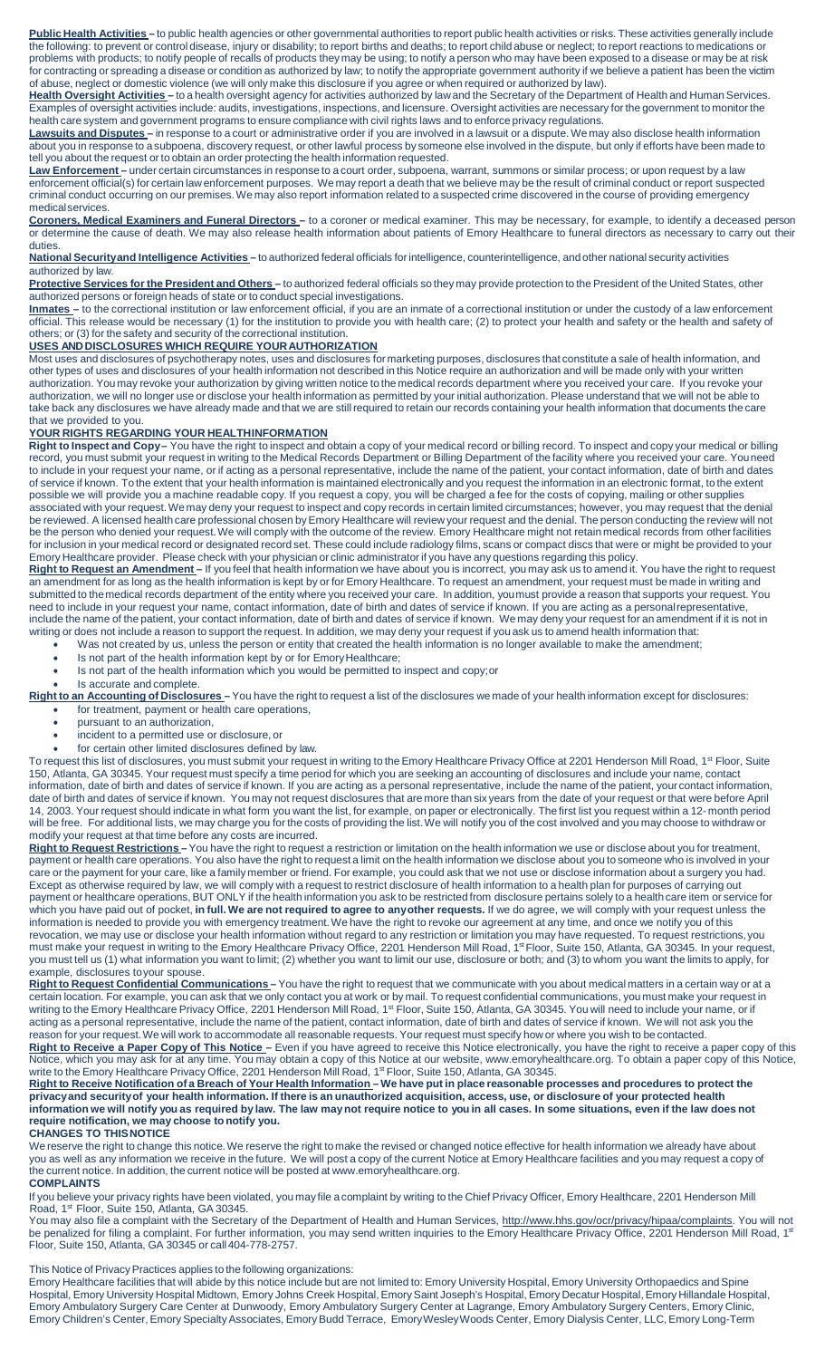**Public Health Activities –** to public health agencies or other governmental authorities to report public health activities or risks. These activities generally include the following: to prevent or control disease, injury or disability; to report births and deaths; to report child abuse or neglect; to report reactions to medications or problems with products; to notify people of recalls of products they may be using; to notify a person who may have been exposed to a disease or may be at risk for contracting or spreading a disease or condition as authorized by law; to notify the appropriate government authority if we believe a patient has been the victim of abuse, neglect or domestic violence (we will only make this disclosure if you agree or when required or authorized by law).

**Health Oversight Activities –** to a health oversight agency for activities authorized by law and the Secretary of the Department of Health and Human Services. Examples of oversight activities include: audits, investigations, inspections, and licensure. Oversight activities are necessary for the government to monitor the health care system and government programs to ensure compliance with civil rights laws and to enforce privacy regulations.

**Lawsuits and Disputes –** in response to a court or administrative order if you are involved in a lawsuit or a dispute. We may also disclose health information about you in response to a subpoena, discovery request, or other lawful process by someone else involved in the dispute, but only if efforts have been made to tell you about the request or to obtain an order protecting the health information requested.

**Law Enforcement –** under certain circumstances in response to a court order, subpoena, warrant, summons or similar process; or upon request by a law enforcement official(s) for certain law enforcement purposes. We may report a death that we believe may be the result of criminal conduct or report suspected criminal conduct occurring on our premises. We may also report information related to a suspected crime discovered in the course of providing emergency medical services.

**Coroners, Medical Examiners and Funeral Directors –** to a coroner or medical examiner. This may be necessary, for example, to identify a deceased person or determine the cause of death. We may also release health information about patients of Emory Healthcare to funeral directors as necessary to carry out their duties.

**National Security and Intelligence Activities –** to authorized federal officials for intelligence, counterintelligence, and other national security activities authorized by law.

**Protective Services for the President and Others –** to authorized federal officials so they may provide protection to the President of the United States, other authorized persons or foreign heads of state or to conduct special investigations.

**Inmates –** to the correctional institution or law enforcement official, if you are an inmate of a correctional institution or under the custody of a law enforcement official. This release would be necessary (1) for the institution to provide you with health care; (2) to protect your health and safety or the health and safety of others; or (3) for the safety and security of the correctional institution.

## USES AND DISCLOSURES WHICH REQUIRE YOUR AUTHORIZATION

Most uses and disclosures of psychotherapy notes, uses and disclosures for marketing purposes, disclosures that constitute a sale of health information, and other types of uses and disclosures of your health information not described in this Notice require an authorization and will be made only with your written authorization. You may revoke your authorization by giving written notice to the medical records department where you received your care. If you revoke your authorization, we will no longer use or disclose your health information as permitted by your initial authorization. Please understand that we will not be able to take back any disclosures we have already made and that we are still required to retain our records containing your health information that documents the care that we provided to you.

## YOUR RIGHTS REGARDING YOUR HEALTH INFORMATION

**Right to Inspect and Copy –** You have the right to inspect and obtain a copy of your medical record or billing record. To inspect and copy your medical or billing record, you must submit your request in writing to the Medical Records Department or Billing Department of the facility where you received your care. You need to include in your request your name, or if acting as a personal representative, include the name of the patient, your contact information, date of birth and dates of service if known. To the extent that your health information is maintained electronically and you request the information in an electronic format, to the extent possible we will provide you a machine readable copy. If you request a copy, you will be charged a fee for the costs of copying, mailing or other supplies associated with your request. We may deny your request to inspect and copy records in certain limited circumstances; however, you may request that the denial be reviewed. A licensed health care professional chosen by Emory Healthcare will review your request and the denial. The person conducting the review will not be the person who denied your request. We will comply with the outcome of the review. Emory Healthcare might not retain medical records from other facilities for inclusion in your medical record or designated record set. These could include radiology films, scans or compact discs that were or might be provided to your Emory Healthcare provider. Please check with your physician or clinic administrator if you have any questions regarding this policy.

**Right to Request an Amendment –** If you feel that health information we have about you is incorrect, you may ask us to amend it. You have the right to request an amendment for as long as the health information is kept by or for Emory Healthcare. To request an amendment, your request must be made in writing and submitted to the medical records department of the entity where you received your care. In addition, you must provide a reason that supports your request. You need to include in your request your name, contact information, date of birth and dates of service if known. If you are acting as a personal representative, include the name of the patient, your contact information, date of birth and dates of service if known. We may deny your request for an amendment if it is not in writing or does not include a reason to support the request. In addition, we may deny your request if you ask us to amend health information that:

- Was not created by us, unless the person or entity that created the health information is no longer available to make the amendment;
- Is not part of the health information kept by or for Emory Healthcare;
- Is not part of the health information which you would be permitted to inspect and copy; or
- Is accurate and complete.

**Right to an Accounting of Disclosures –** You have the right to request a list of the disclosures we made of your health information except for disclosures:

- for treatment, payment or health care operations,
- pursuant to an authorization,
- incident to a permitted use or disclosure, or
- for certain other limited disclosures defined by law.

To request this list of disclosures, you must submit your request in writing to the Emory Healthcare Privacy Office at 2201 Henderson Mill Road, 1st Floor, Suite 150, Atlanta, GA 30345. Your request must specify a time period for which you are seeking an accounting of disclosures and include your name, contact information, date of birth and dates of service if known. If you are acting as a personal representative, include the name of the patient, your contact information, date of birth and dates of service if known. You may not request disclosures that are more than six years from the date of your request or that were before April 14, 2003. Your request should indicate in what form you want the list, for example, on paper or electronically. The first list you request within a 12- month period will be free. For additional lists, we may charge you for the costs of providing the list. We will notify you of the cost involved and you may choose to withdraw or modify your request at that time before any costs are incurred.

**Right to Request Restrictions –** You have the right to request a restriction or limitation on the health information we use or disclose about you for treatment, payment or health care operations. You also have the right to request a limit on the health information we disclose about you to someone who is involved in your care or the payment for your care, like a family member or friend. For example, you could ask that we not use or disclose information about a surgery you had. Except as otherwise required by law, we will comply with a request to restrict disclosure of health information to a health plan for purposes of carrying out payment or healthcare operations, BUT ONLY if the health information you ask to be restricted from disclosure pertains solely to a health care item or service for which you have paid out of pocket, **in full. We are not required to agree to any other requests.** If we do agree, we will comply with your request unless the information is needed to provide you with emergency treatment. We have the right to revoke our agreement at any time, and once we notify you of this revocation, we may use or disclose your health information without regard to any restriction or limitation you may have requested. To request restrictions, you must make your request in writing to the Emory Healthcare Privacy Office, 2201 Henderson Mill Road, 1st Floor, Suite 150, Atlanta, GA 30345. In your request, you must tell us (1) what information you want to limit; (2) whether you want to limit our use, disclosure or both; and (3) to whom you want the limits to apply, for example, disclosures to your spouse.

**Right to Request Confidential Communications –** You have the right to request that we communicate with you about medical matters in a certain way or at a certain location. For example, you can ask that we only contact you at work or by mail. To request confidential communications, you must make your request in writing to the Emory Healthcare Privacy Office, 2201 Henderson Mill Road, 1st Floor, Suite 150, Atlanta, GA 30345. You will need to include your name, or if acting as a personal representative, include the name of the patient, contact information, date of birth and dates of service if known. We will not ask you the reason for your request. We will work to accommodate all reasonable requests. Your request must specify how or where you wish to be contacted.

**Right to Receive a Paper Copy of This Notice –** Even if you have agreed to receive this Notice electronically, you have the right to receive a paper copy of this Notice, which you may ask for at any time. You may obtain a copy of this Notice at our website, www.emoryhealthcare.org. To obtain a paper copy of this Notice, write to the Emory Healthcare Privacy Office, 2201 Henderson Mill Road, 1st Floor, Suite 150, Atlanta, GA 30345.

**Right to Receive Notification of a Breach of Your Health Information – We have put in place reasonable processes and procedures to protect the privacy and security of your health information. If there is an unauthorized acquisition, access, use, or disclosure of your protected health information we will notify you as required by law. The law may not require notice to you in all cases. In some situations, even if the law does not require notification, we may choose to notify you.**

## CHANGES TO THIS NOTICE

We reserve the right to change this notice. We reserve the right to make the revised or changed notice effective for health information we already have about you as well as any information we receive in the future. We will post a copy of the current Notice at Emory Healthcare facilities and you may request a copy of the current notice. In addition, the current notice will be posted at www.emoryhealthcare.org.

## COMPLAINTS

If you believe your privacy rights have been violated, you may file a complaint by writing to the Chief Privacy Officer, Emory Healthcare, 2201 Henderson Mill Road, 1st Floor, Suite 150, Atlanta, GA 30345.

You may also file a complaint with the Secretary of the Department of Health and Human Services, http://www.hhs.gov/ocr/privacy/hipaa/complaints. You will not be penalized for filing a complaint. For further information, you may send written inquiries to the Emory Healthcare Privacy Office, 2201 Henderson Mill Road, 1st Floor, Suite 150, Atlanta, GA 30345 or call 404-778-2757.

This Notice of Privacy Practices applies to the following organizations:

Emory Healthcare facilities that will abide by this notice include but are not limited to: Emory University Hospital, Emory University Orthopaedics and Spine Hospital, Emory University Hospital Midtown, Emory Johns Creek Hospital, Emory Saint Joseph's Hospital, Emory Decatur Hospital, Emory Hillandale Hospital, Emory Ambulatory Surgery Care Center at Dunwoody, Emory Ambulatory Surgery Center at Lagrange, Emory Ambulatory Surgery Centers, Emory Clinic, Emory Children's Center, Emory Specialty Associates, Emory Budd Terrace, Emory Wesley Woods Center, Emory Dialysis Center, LLC, Emory Long-Term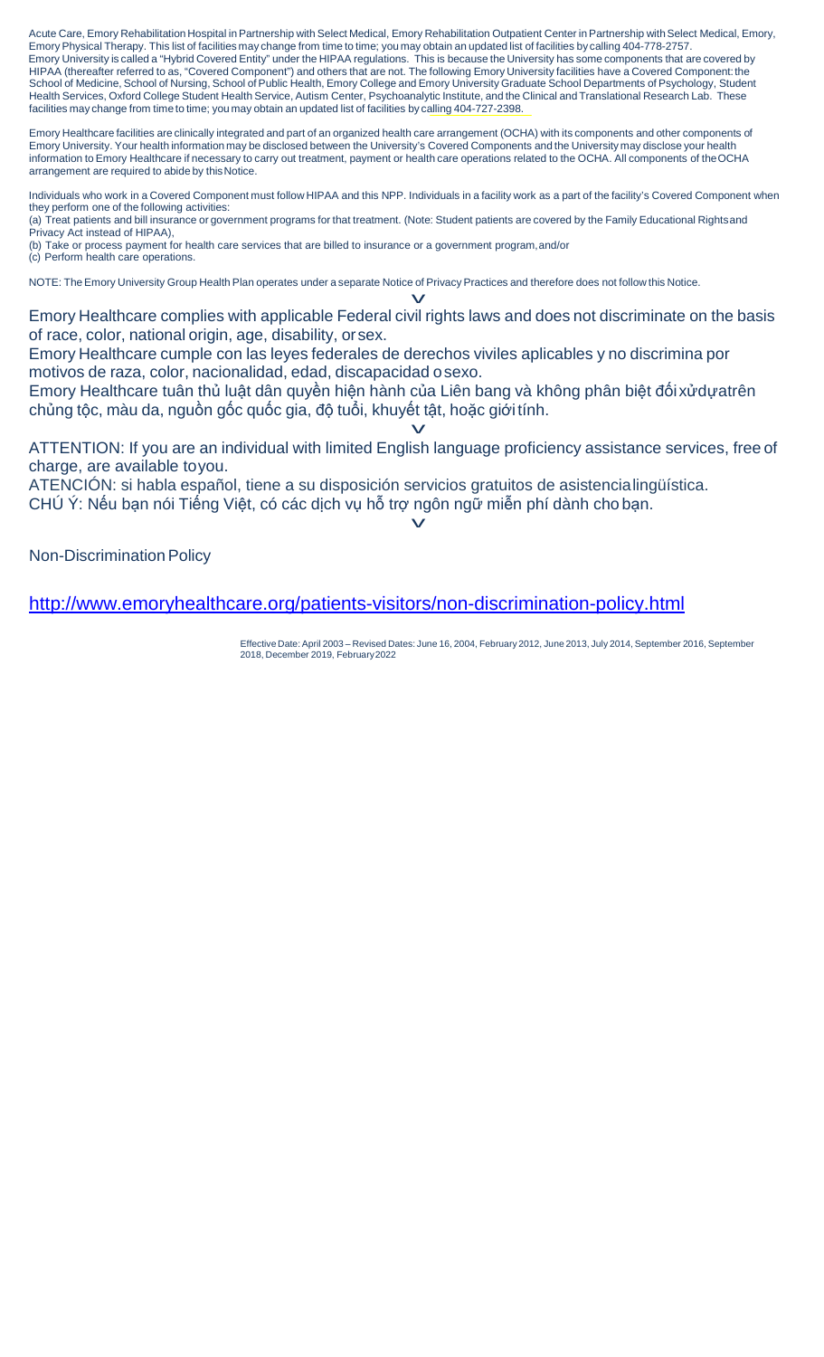Acute Care, Emory Rehabilitation Hospital in Partnership with Select Medical, Emory Rehabilitation Outpatient Center in Partnership with Select Medical, Emory, Emory Physical Therapy. This list of facilities may change from time to time; you may obtain an updated list of facilities by calling 404-778-2757.

Emory University is called a "Hybrid Covered Entity" under the HIPAA regulations. This is because the University has some components that are covered by HIPAA (thereafter referred to as, "Covered Component") and others that are not. The following Emory University facilities have a Covered Component: the School of Medicine, School of Nursing, School of Public Health, Emory College and Emory University Graduate School Departments of Psychology, Student Health Services, Oxford College Student Health Service, Autism Center, Psychoanalytic Institute, and the Clinical and Translational Research Lab. These facilities may change from time to time; you may obtain an updated list of facilities by calling 404-727-2398.

Emory Healthcare facilities are clinically integrated and part of an organized health care arrangement (OCHA) with its components and other components of Emory University. Your health information may be disclosed between the University's Covered Components and the University may disclose your health information to Emory Healthcare if necessary to carry out treatment, payment or health care operations related to the OCHA. All components of the OCHA arrangement are required to abide by this Notice.

Individuals who work in a Covered Component must follow HIPAA and this NPP. Individuals in a facility work as a part of the facility's Covered Component when they perform one of the following activities:

(a) Treat patients and bill insurance or government programs for that treatment. (Note: Student patients are covered by the Family Educational Rights and Privacy Act instead of HIPAA),

(b) Take or process payment for health care services that are billed to insurance or a government program, and/or

(c) Perform health care operations.

NOTE: The Emory University Group Health Plan operates under a separate Notice of Privacy Practices and therefore does not follow this Notice.

Emory Healthcare complies with applicable Federal civil rights laws and does not discriminate on the basis of race, color, national origin, age, disability, or sex.

Emory Healthcare cumple con las leyes federales de derechos viviles aplicables y no discrimina por motivos de raza, color, nacionalidad, edad, discapacidad o sexo.

Emory Healthcare tuân thủ luật dân quyền hiện hành của Liên bang và không phân biệt đối xử dựa trên chủng tộc, màu da, nguồn gốc quốc gia, độ tuổi, khuyết tật, hoặc giới tính.

ATTENTION: If you are an individual with limited English language proficiency assistance services, free of charge, are available to you.

ATENCIÓN: si habla español, tiene a su disposición servicios gratuitos de asistencia lingüística.

CHÚ Ý: Nếu bạn nói Tiếng Việt, có các dịch vụ hỗ trợ ngôn ngữ miễn phí dành cho bạn.

Non-Discrimination Policy

http://www.emoryhealthcare.org/patients-visitors/non-discrimination-policy.html

Effective Date: April 2003 – Revised Dates: June 16, 2004, February 2012, June 2013, July 2014, September 2016, September 2018, December 2019, February 2022